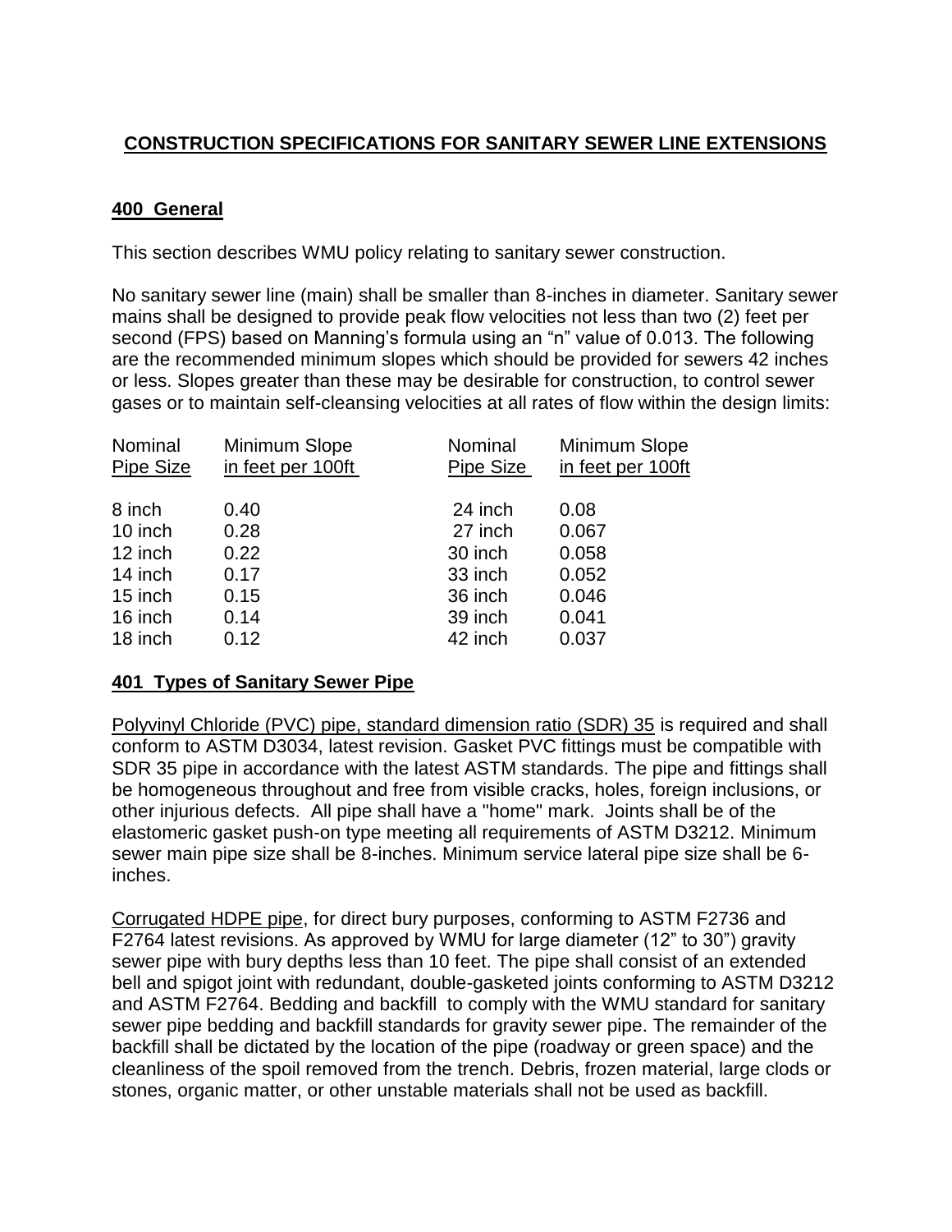# CONSTRUCTION SPECIFICATIONS FOR SANITARY SEWER LINE EXTENSIONS

## 400 General

This section describes WMU policy relating to sanitary sewer construction.

No sanitary sewer line (main) shall be smaller than 8-inches in diameter. Sanitary sewer mains shall be designed to provide peak flow velocities not less than two (2) feet per second (FPS) based on Manning's formula using an "n" value of 0.013. The following are the recommended minimum slopes which should be provided for sewers 42 inches or less. Slopes greater than these may be desirable for construction, to control sewer gases or to maintain self-cleansing velocities at all rates of flow within the design limits:

| Nominal Pipe Size | Minimum Slope in feet per 100ft | Nominal Pipe Size | Minimum Slope in feet per 100ft |
|---|---|---|---|
| 8 inch | 0.40 | 24 inch | 0.08 |
| 10 inch | 0.28 | 27 inch | 0.067 |
| 12 inch | 0.22 | 30 inch | 0.058 |
| 14 inch | 0.17 | 33 inch | 0.052 |
| 15 inch | 0.15 | 36 inch | 0.046 |
| 16 inch | 0.14 | 39 inch | 0.041 |
| 18 inch | 0.12 | 42 inch | 0.037 |

## 401 Types of Sanitary Sewer Pipe

Polyvinyl Chloride (PVC) pipe, standard dimension ratio (SDR) 35 is required and shall conform to ASTM D3034, latest revision. Gasket PVC fittings must be compatible with SDR 35 pipe in accordance with the latest ASTM standards. The pipe and fittings shall be homogeneous throughout and free from visible cracks, holes, foreign inclusions, or other injurious defects. All pipe shall have a "home" mark. Joints shall be of the elastomeric gasket push-on type meeting all requirements of ASTM D3212. Minimum sewer main pipe size shall be 8-inches. Minimum service lateral pipe size shall be 6-inches.

Corrugated HDPE pipe, for direct bury purposes, conforming to ASTM F2736 and F2764 latest revisions. As approved by WMU for large diameter (12" to 30") gravity sewer pipe with bury depths less than 10 feet. The pipe shall consist of an extended bell and spigot joint with redundant, double-gasketed joints conforming to ASTM D3212 and ASTM F2764. Bedding and backfill to comply with the WMU standard for sanitary sewer pipe bedding and backfill standards for gravity sewer pipe. The remainder of the backfill shall be dictated by the location of the pipe (roadway or green space) and the cleanliness of the spoil removed from the trench. Debris, frozen material, large clods or stones, organic matter, or other unstable materials shall not be used as backfill.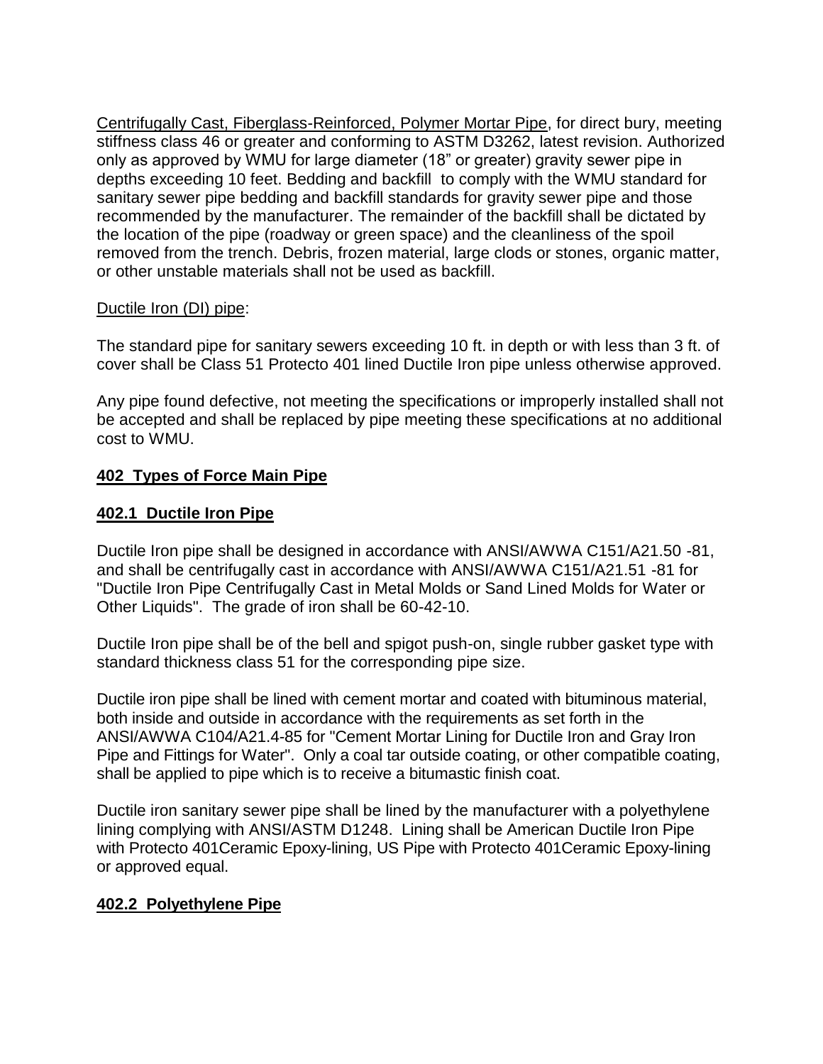Centrifugally Cast, Fiberglass-Reinforced, Polymer Mortar Pipe, for direct bury, meeting stiffness class 46 or greater and conforming to ASTM D3262, latest revision. Authorized only as approved by WMU for large diameter (18" or greater) gravity sewer pipe in depths exceeding 10 feet. Bedding and backfill to comply with the WMU standard for sanitary sewer pipe bedding and backfill standards for gravity sewer pipe and those recommended by the manufacturer. The remainder of the backfill shall be dictated by the location of the pipe (roadway or green space) and the cleanliness of the spoil removed from the trench. Debris, frozen material, large clods or stones, organic matter, or other unstable materials shall not be used as backfill.

Ductile Iron (DI) pipe:

The standard pipe for sanitary sewers exceeding 10 ft. in depth or with less than 3 ft. of cover shall be Class 51 Protecto 401 lined Ductile Iron pipe unless otherwise approved.

Any pipe found defective, not meeting the specifications or improperly installed shall not be accepted and shall be replaced by pipe meeting these specifications at no additional cost to WMU.

## 402 Types of Force Main Pipe

### 402.1 Ductile Iron Pipe

Ductile Iron pipe shall be designed in accordance with ANSI/AWWA C151/A21.50 -81, and shall be centrifugally cast in accordance with ANSI/AWWA C151/A21.51 -81 for "Ductile Iron Pipe Centrifugally Cast in Metal Molds or Sand Lined Molds for Water or Other Liquids". The grade of iron shall be 60-42-10.

Ductile Iron pipe shall be of the bell and spigot push-on, single rubber gasket type with standard thickness class 51 for the corresponding pipe size.

Ductile iron pipe shall be lined with cement mortar and coated with bituminous material, both inside and outside in accordance with the requirements as set forth in the ANSI/AWWA C104/A21.4-85 for "Cement Mortar Lining for Ductile Iron and Gray Iron Pipe and Fittings for Water". Only a coal tar outside coating, or other compatible coating, shall be applied to pipe which is to receive a bitumastic finish coat.

Ductile iron sanitary sewer pipe shall be lined by the manufacturer with a polyethylene lining complying with ANSI/ASTM D1248. Lining shall be American Ductile Iron Pipe with Protecto 401Ceramic Epoxy-lining, US Pipe with Protecto 401Ceramic Epoxy-lining or approved equal.

### 402.2 Polyethylene Pipe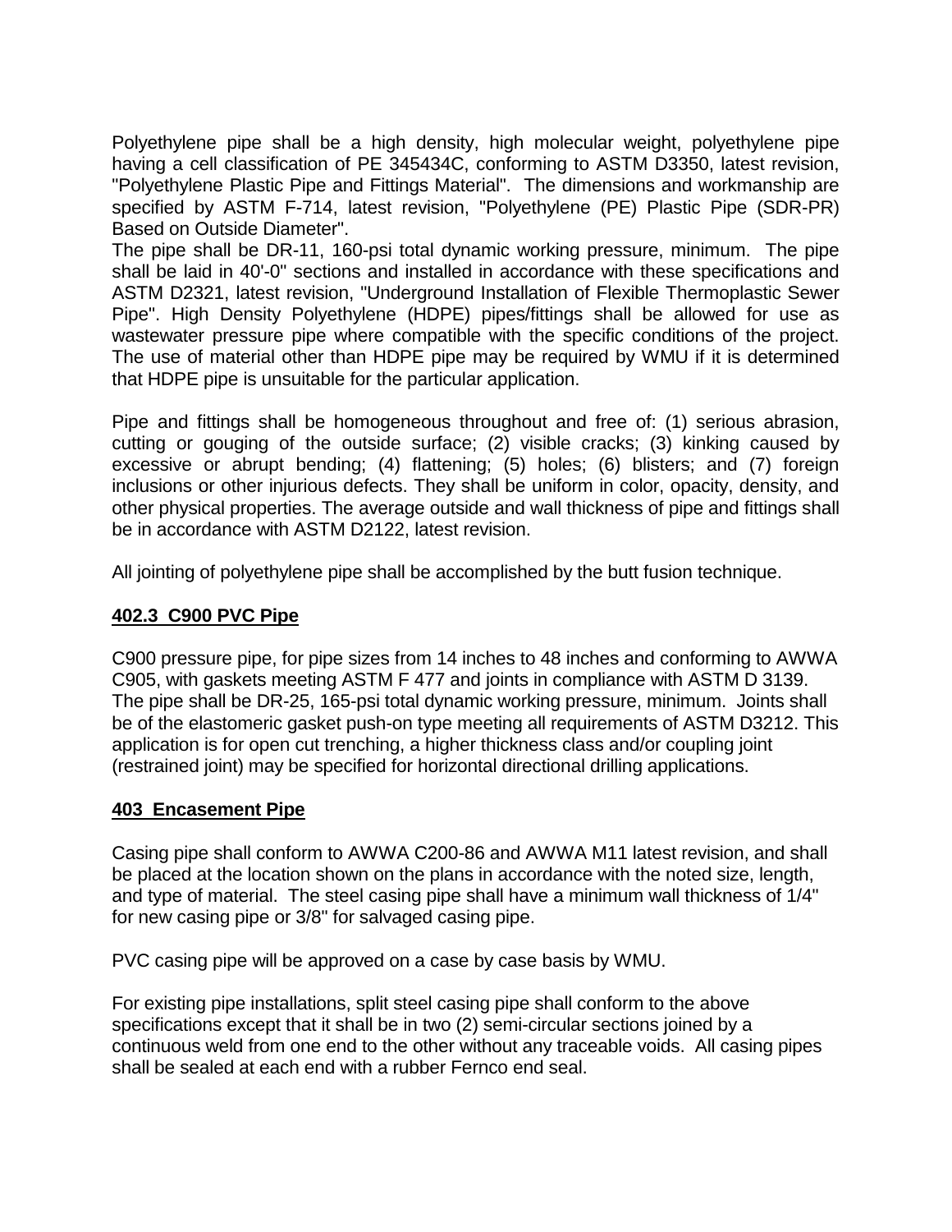Polyethylene pipe shall be a high density, high molecular weight, polyethylene pipe having a cell classification of PE 345434C, conforming to ASTM D3350, latest revision, "Polyethylene Plastic Pipe and Fittings Material". The dimensions and workmanship are specified by ASTM F-714, latest revision, "Polyethylene (PE) Plastic Pipe (SDR-PR) Based on Outside Diameter".
The pipe shall be DR-11, 160-psi total dynamic working pressure, minimum. The pipe shall be laid in 40'-0" sections and installed in accordance with these specifications and ASTM D2321, latest revision, "Underground Installation of Flexible Thermoplastic Sewer Pipe". High Density Polyethylene (HDPE) pipes/fittings shall be allowed for use as wastewater pressure pipe where compatible with the specific conditions of the project. The use of material other than HDPE pipe may be required by WMU if it is determined that HDPE pipe is unsuitable for the particular application.

Pipe and fittings shall be homogeneous throughout and free of: (1) serious abrasion, cutting or gouging of the outside surface; (2) visible cracks; (3) kinking caused by excessive or abrupt bending; (4) flattening; (5) holes; (6) blisters; and (7) foreign inclusions or other injurious defects. They shall be uniform in color, opacity, density, and other physical properties. The average outside and wall thickness of pipe and fittings shall be in accordance with ASTM D2122, latest revision.

All jointing of polyethylene pipe shall be accomplished by the butt fusion technique.

**402.3 C900 PVC Pipe**

C900 pressure pipe, for pipe sizes from 14 inches to 48 inches and conforming to AWWA C905, with gaskets meeting ASTM F 477 and joints in compliance with ASTM D 3139. The pipe shall be DR-25, 165-psi total dynamic working pressure, minimum. Joints shall be of the elastomeric gasket push-on type meeting all requirements of ASTM D3212. This application is for open cut trenching, a higher thickness class and/or coupling joint (restrained joint) may be specified for horizontal directional drilling applications.

**403 Encasement Pipe**

Casing pipe shall conform to AWWA C200-86 and AWWA M11 latest revision, and shall be placed at the location shown on the plans in accordance with the noted size, length, and type of material. The steel casing pipe shall have a minimum wall thickness of 1/4" for new casing pipe or 3/8" for salvaged casing pipe.

PVC casing pipe will be approved on a case by case basis by WMU.

For existing pipe installations, split steel casing pipe shall conform to the above specifications except that it shall be in two (2) semi-circular sections joined by a continuous weld from one end to the other without any traceable voids. All casing pipes shall be sealed at each end with a rubber Fernco end seal.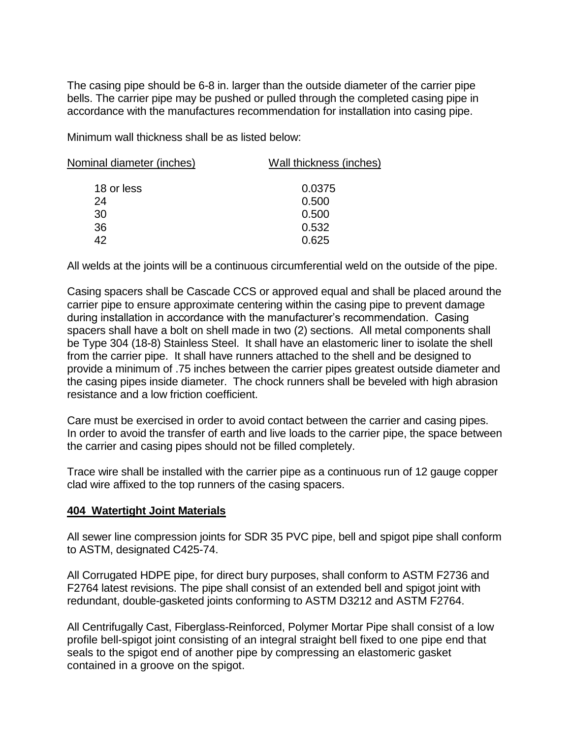The casing pipe should be 6-8 in. larger than the outside diameter of the carrier pipe bells. The carrier pipe may be pushed or pulled through the completed casing pipe in accordance with the manufactures recommendation for installation into casing pipe.

Minimum wall thickness shall be as listed below:

| Nominal diameter (inches) | Wall thickness (inches) |
|---|---|
| 18 or less | 0.0375 |
| 24 | 0.500 |
| 30 | 0.500 |
| 36 | 0.532 |
| 42 | 0.625 |

All welds at the joints will be a continuous circumferential weld on the outside of the pipe.

Casing spacers shall be Cascade CCS or approved equal and shall be placed around the carrier pipe to ensure approximate centering within the casing pipe to prevent damage during installation in accordance with the manufacturer's recommendation. Casing spacers shall have a bolt on shell made in two (2) sections. All metal components shall be Type 304 (18-8) Stainless Steel. It shall have an elastomeric liner to isolate the shell from the carrier pipe. It shall have runners attached to the shell and be designed to provide a minimum of .75 inches between the carrier pipes greatest outside diameter and the casing pipes inside diameter. The chock runners shall be beveled with high abrasion resistance and a low friction coefficient.

Care must be exercised in order to avoid contact between the carrier and casing pipes. In order to avoid the transfer of earth and live loads to the carrier pipe, the space between the carrier and casing pipes should not be filled completely.

Trace wire shall be installed with the carrier pipe as a continuous run of 12 gauge copper clad wire affixed to the top runners of the casing spacers.

## 404 Watertight Joint Materials

All sewer line compression joints for SDR 35 PVC pipe, bell and spigot pipe shall conform to ASTM, designated C425-74.

All Corrugated HDPE pipe, for direct bury purposes, shall conform to ASTM F2736 and F2764 latest revisions. The pipe shall consist of an extended bell and spigot joint with redundant, double-gasketed joints conforming to ASTM D3212 and ASTM F2764.

All Centrifugally Cast, Fiberglass-Reinforced, Polymer Mortar Pipe shall consist of a low profile bell-spigot joint consisting of an integral straight bell fixed to one pipe end that seals to the spigot end of another pipe by compressing an elastomeric gasket contained in a groove on the spigot.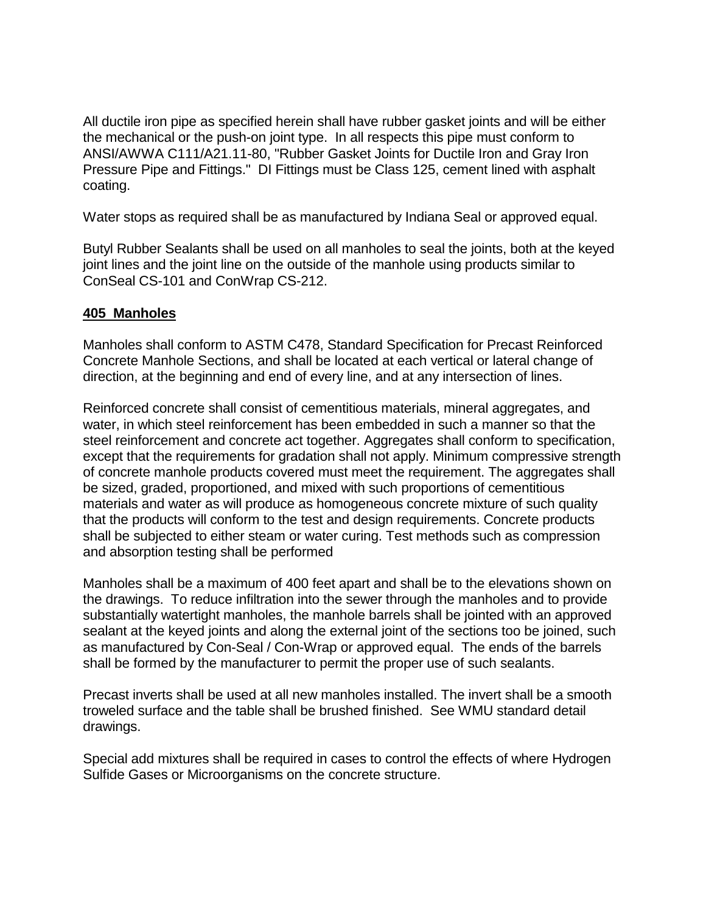All ductile iron pipe as specified herein shall have rubber gasket joints and will be either the mechanical or the push-on joint type. In all respects this pipe must conform to ANSI/AWWA C111/A21.11-80, "Rubber Gasket Joints for Ductile Iron and Gray Iron Pressure Pipe and Fittings." DI Fittings must be Class 125, cement lined with asphalt coating.

Water stops as required shall be as manufactured by Indiana Seal or approved equal.

Butyl Rubber Sealants shall be used on all manholes to seal the joints, both at the keyed joint lines and the joint line on the outside of the manhole using products similar to ConSeal CS-101 and ConWrap CS-212.

## **405 Manholes**

Manholes shall conform to ASTM C478, Standard Specification for Precast Reinforced Concrete Manhole Sections, and shall be located at each vertical or lateral change of direction, at the beginning and end of every line, and at any intersection of lines.

Reinforced concrete shall consist of cementitious materials, mineral aggregates, and water, in which steel reinforcement has been embedded in such a manner so that the steel reinforcement and concrete act together. Aggregates shall conform to specification, except that the requirements for gradation shall not apply. Minimum compressive strength of concrete manhole products covered must meet the requirement. The aggregates shall be sized, graded, proportioned, and mixed with such proportions of cementitious materials and water as will produce as homogeneous concrete mixture of such quality that the products will conform to the test and design requirements. Concrete products shall be subjected to either steam or water curing. Test methods such as compression and absorption testing shall be performed

Manholes shall be a maximum of 400 feet apart and shall be to the elevations shown on the drawings. To reduce infiltration into the sewer through the manholes and to provide substantially watertight manholes, the manhole barrels shall be jointed with an approved sealant at the keyed joints and along the external joint of the sections too be joined, such as manufactured by Con-Seal / Con-Wrap or approved equal. The ends of the barrels shall be formed by the manufacturer to permit the proper use of such sealants.

Precast inverts shall be used at all new manholes installed. The invert shall be a smooth troweled surface and the table shall be brushed finished. See WMU standard detail drawings.

Special add mixtures shall be required in cases to control the effects of where Hydrogen Sulfide Gases or Microorganisms on the concrete structure.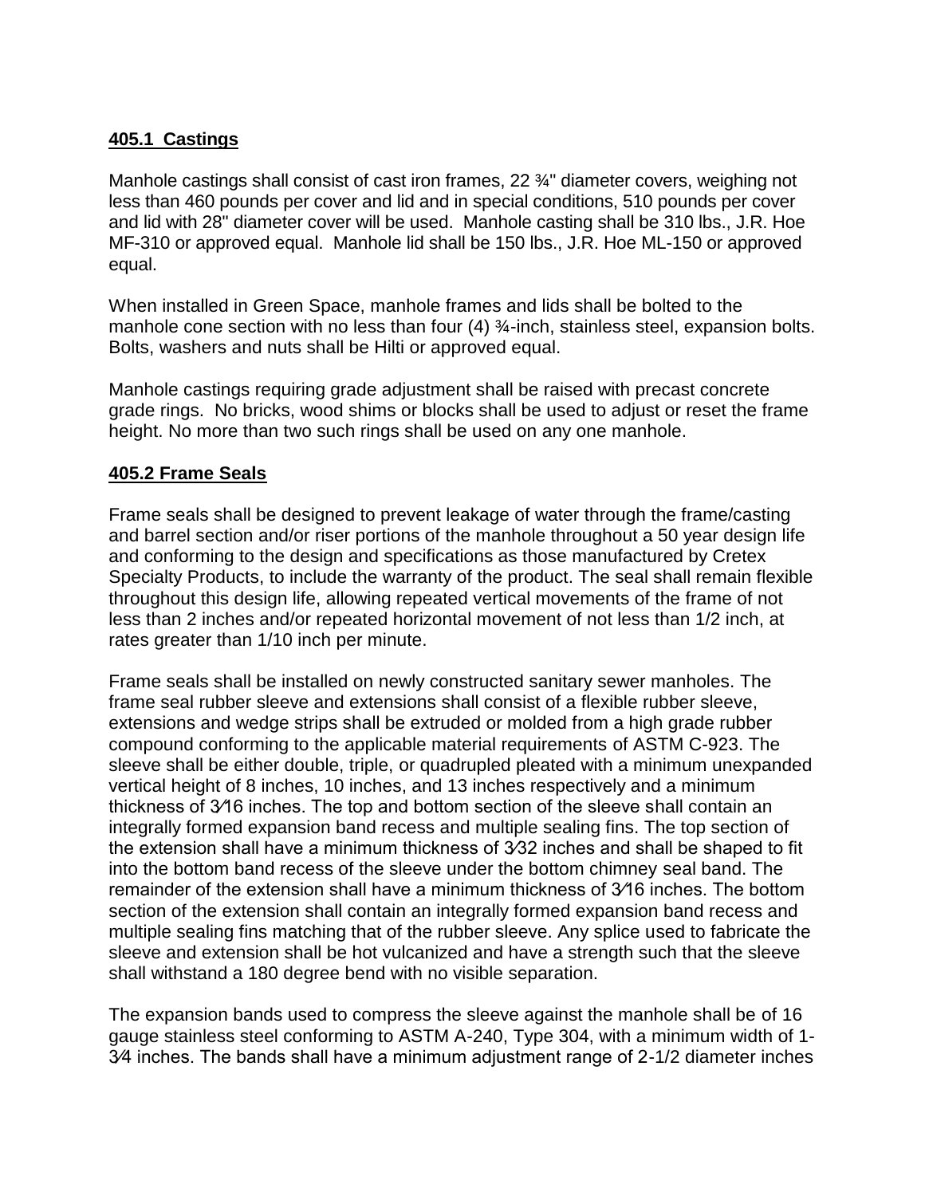**405.1 Castings**

Manhole castings shall consist of cast iron frames, 22 ¾" diameter covers, weighing not less than 460 pounds per cover and lid and in special conditions, 510 pounds per cover and lid with 28" diameter cover will be used. Manhole casting shall be 310 lbs., J.R. Hoe MF-310 or approved equal. Manhole lid shall be 150 lbs., J.R. Hoe ML-150 or approved equal.

When installed in Green Space, manhole frames and lids shall be bolted to the manhole cone section with no less than four (4) ¾-inch, stainless steel, expansion bolts. Bolts, washers and nuts shall be Hilti or approved equal.

Manhole castings requiring grade adjustment shall be raised with precast concrete grade rings. No bricks, wood shims or blocks shall be used to adjust or reset the frame height. No more than two such rings shall be used on any one manhole.

**405.2 Frame Seals**

Frame seals shall be designed to prevent leakage of water through the frame/casting and barrel section and/or riser portions of the manhole throughout a 50 year design life and conforming to the design and specifications as those manufactured by Cretex Specialty Products, to include the warranty of the product. The seal shall remain flexible throughout this design life, allowing repeated vertical movements of the frame of not less than 2 inches and/or repeated horizontal movement of not less than 1/2 inch, at rates greater than 1/10 inch per minute.

Frame seals shall be installed on newly constructed sanitary sewer manholes. The frame seal rubber sleeve and extensions shall consist of a flexible rubber sleeve, extensions and wedge strips shall be extruded or molded from a high grade rubber compound conforming to the applicable material requirements of ASTM C-923. The sleeve shall be either double, triple, or quadrupled pleated with a minimum unexpanded vertical height of 8 inches, 10 inches, and 13 inches respectively and a minimum thickness of 3⁄16 inches. The top and bottom section of the sleeve shall contain an integrally formed expansion band recess and multiple sealing fins. The top section of the extension shall have a minimum thickness of 3⁄32 inches and shall be shaped to fit into the bottom band recess of the sleeve under the bottom chimney seal band. The remainder of the extension shall have a minimum thickness of 3⁄16 inches. The bottom section of the extension shall contain an integrally formed expansion band recess and multiple sealing fins matching that of the rubber sleeve. Any splice used to fabricate the sleeve and extension shall be hot vulcanized and have a strength such that the sleeve shall withstand a 180 degree bend with no visible separation.

The expansion bands used to compress the sleeve against the manhole shall be of 16 gauge stainless steel conforming to ASTM A-240, Type 304, with a minimum width of 1-3⁄4 inches. The bands shall have a minimum adjustment range of 2-1/2 diameter inches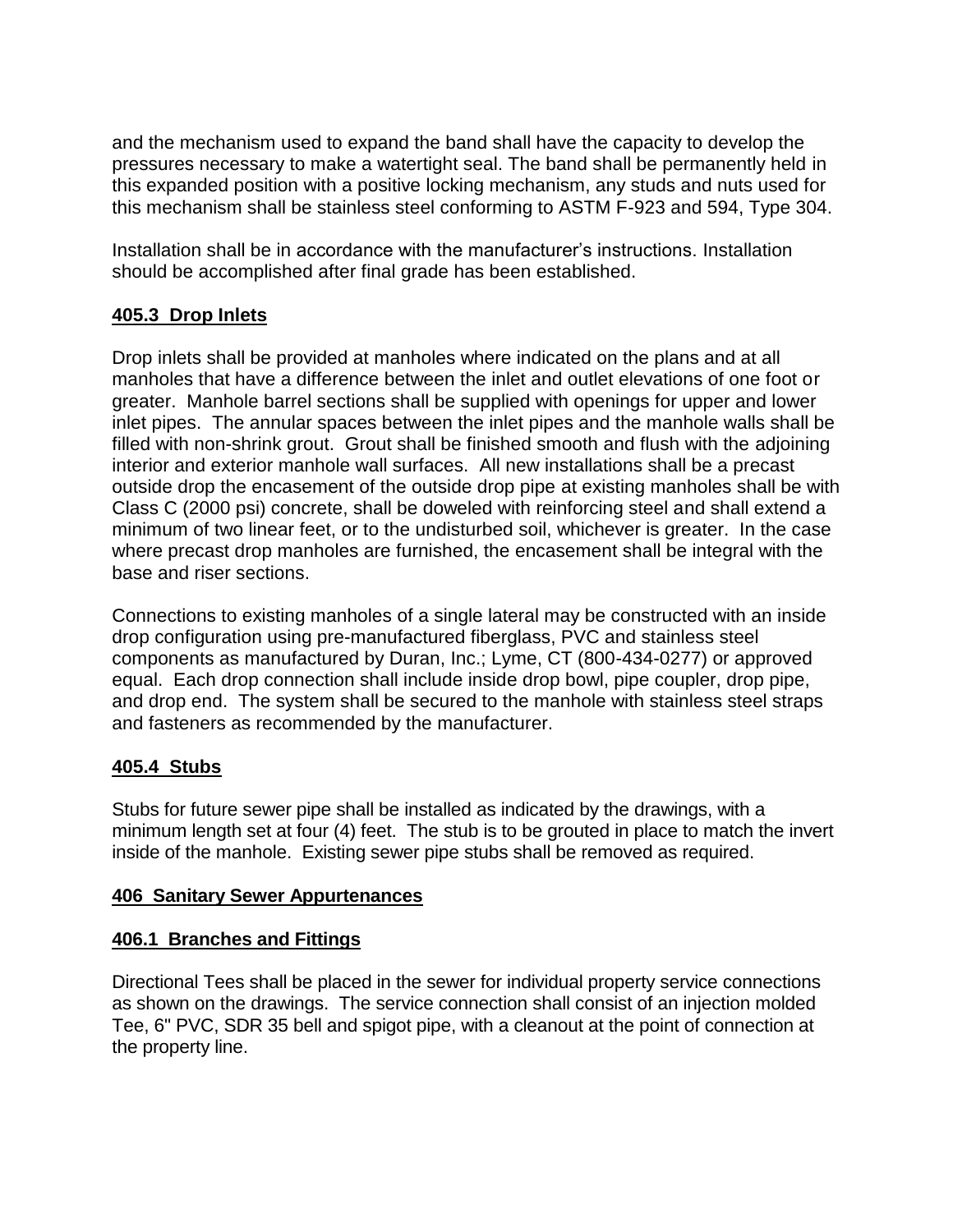and the mechanism used to expand the band shall have the capacity to develop the pressures necessary to make a watertight seal. The band shall be permanently held in this expanded position with a positive locking mechanism, any studs and nuts used for this mechanism shall be stainless steel conforming to ASTM F-923 and 594, Type 304.

Installation shall be in accordance with the manufacturer's instructions. Installation should be accomplished after final grade has been established.

## 405.3 Drop Inlets

Drop inlets shall be provided at manholes where indicated on the plans and at all manholes that have a difference between the inlet and outlet elevations of one foot or greater. Manhole barrel sections shall be supplied with openings for upper and lower inlet pipes. The annular spaces between the inlet pipes and the manhole walls shall be filled with non-shrink grout. Grout shall be finished smooth and flush with the adjoining interior and exterior manhole wall surfaces. All new installations shall be a precast outside drop the encasement of the outside drop pipe at existing manholes shall be with Class C (2000 psi) concrete, shall be doweled with reinforcing steel and shall extend a minimum of two linear feet, or to the undisturbed soil, whichever is greater. In the case where precast drop manholes are furnished, the encasement shall be integral with the base and riser sections.

Connections to existing manholes of a single lateral may be constructed with an inside drop configuration using pre-manufactured fiberglass, PVC and stainless steel components as manufactured by Duran, Inc.; Lyme, CT (800-434-0277) or approved equal. Each drop connection shall include inside drop bowl, pipe coupler, drop pipe, and drop end. The system shall be secured to the manhole with stainless steel straps and fasteners as recommended by the manufacturer.

## 405.4 Stubs

Stubs for future sewer pipe shall be installed as indicated by the drawings, with a minimum length set at four (4) feet. The stub is to be grouted in place to match the invert inside of the manhole. Existing sewer pipe stubs shall be removed as required.

## 406 Sanitary Sewer Appurtenances

## 406.1 Branches and Fittings

Directional Tees shall be placed in the sewer for individual property service connections as shown on the drawings. The service connection shall consist of an injection molded Tee, 6" PVC, SDR 35 bell and spigot pipe, with a cleanout at the point of connection at the property line.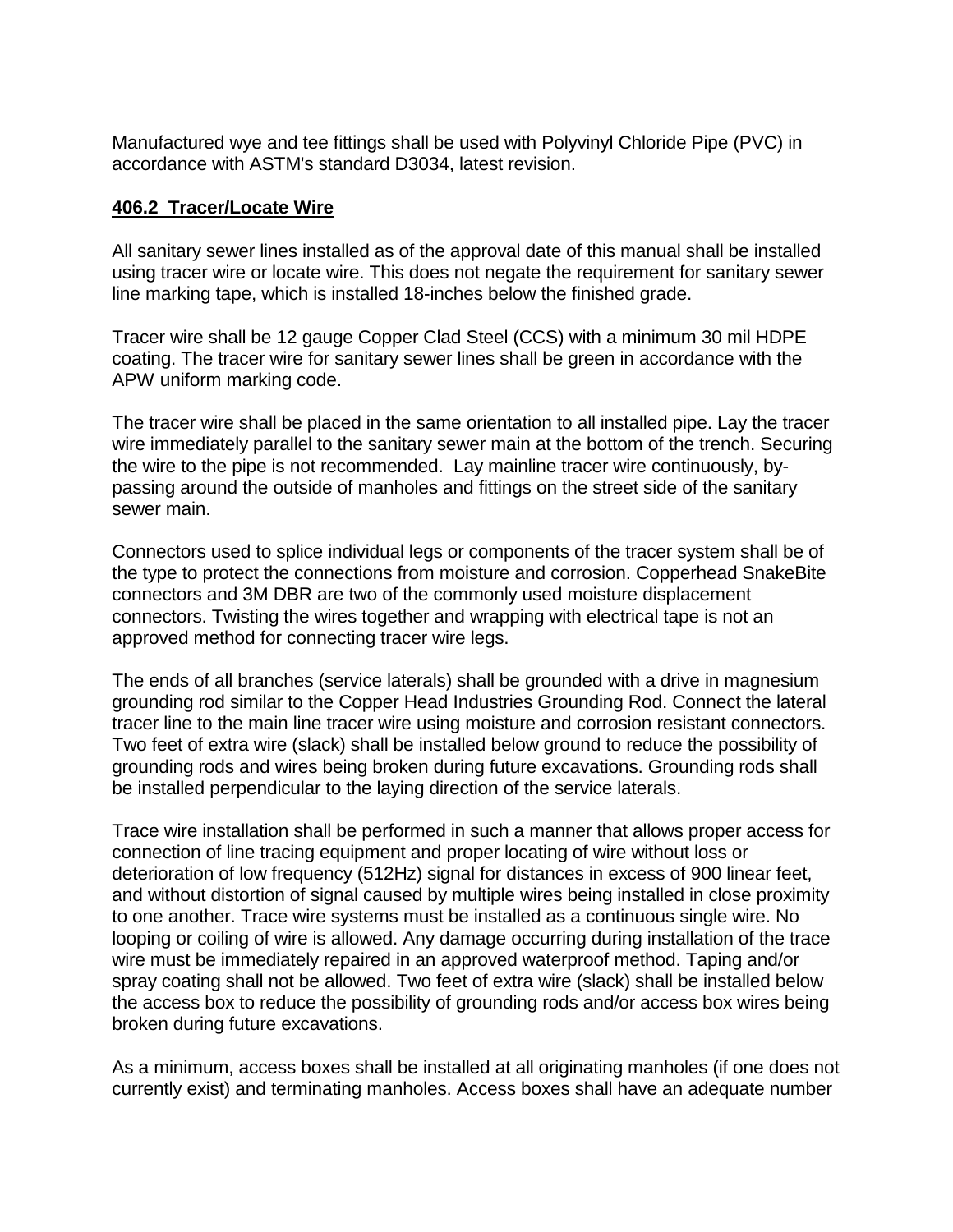Manufactured wye and tee fittings shall be used with Polyvinyl Chloride Pipe (PVC) in accordance with ASTM's standard D3034, latest revision.

### 406.2 Tracer/Locate Wire

All sanitary sewer lines installed as of the approval date of this manual shall be installed using tracer wire or locate wire. This does not negate the requirement for sanitary sewer line marking tape, which is installed 18-inches below the finished grade.

Tracer wire shall be 12 gauge Copper Clad Steel (CCS) with a minimum 30 mil HDPE coating. The tracer wire for sanitary sewer lines shall be green in accordance with the APW uniform marking code.

The tracer wire shall be placed in the same orientation to all installed pipe. Lay the tracer wire immediately parallel to the sanitary sewer main at the bottom of the trench. Securing the wire to the pipe is not recommended. Lay mainline tracer wire continuously, by-passing around the outside of manholes and fittings on the street side of the sanitary sewer main.

Connectors used to splice individual legs or components of the tracer system shall be of the type to protect the connections from moisture and corrosion. Copperhead SnakeBite connectors and 3M DBR are two of the commonly used moisture displacement connectors. Twisting the wires together and wrapping with electrical tape is not an approved method for connecting tracer wire legs.

The ends of all branches (service laterals) shall be grounded with a drive in magnesium grounding rod similar to the Copper Head Industries Grounding Rod. Connect the lateral tracer line to the main line tracer wire using moisture and corrosion resistant connectors. Two feet of extra wire (slack) shall be installed below ground to reduce the possibility of grounding rods and wires being broken during future excavations. Grounding rods shall be installed perpendicular to the laying direction of the service laterals.

Trace wire installation shall be performed in such a manner that allows proper access for connection of line tracing equipment and proper locating of wire without loss or deterioration of low frequency (512Hz) signal for distances in excess of 900 linear feet, and without distortion of signal caused by multiple wires being installed in close proximity to one another. Trace wire systems must be installed as a continuous single wire. No looping or coiling of wire is allowed. Any damage occurring during installation of the trace wire must be immediately repaired in an approved waterproof method. Taping and/or spray coating shall not be allowed. Two feet of extra wire (slack) shall be installed below the access box to reduce the possibility of grounding rods and/or access box wires being broken during future excavations.

As a minimum, access boxes shall be installed at all originating manholes (if one does not currently exist) and terminating manholes. Access boxes shall have an adequate number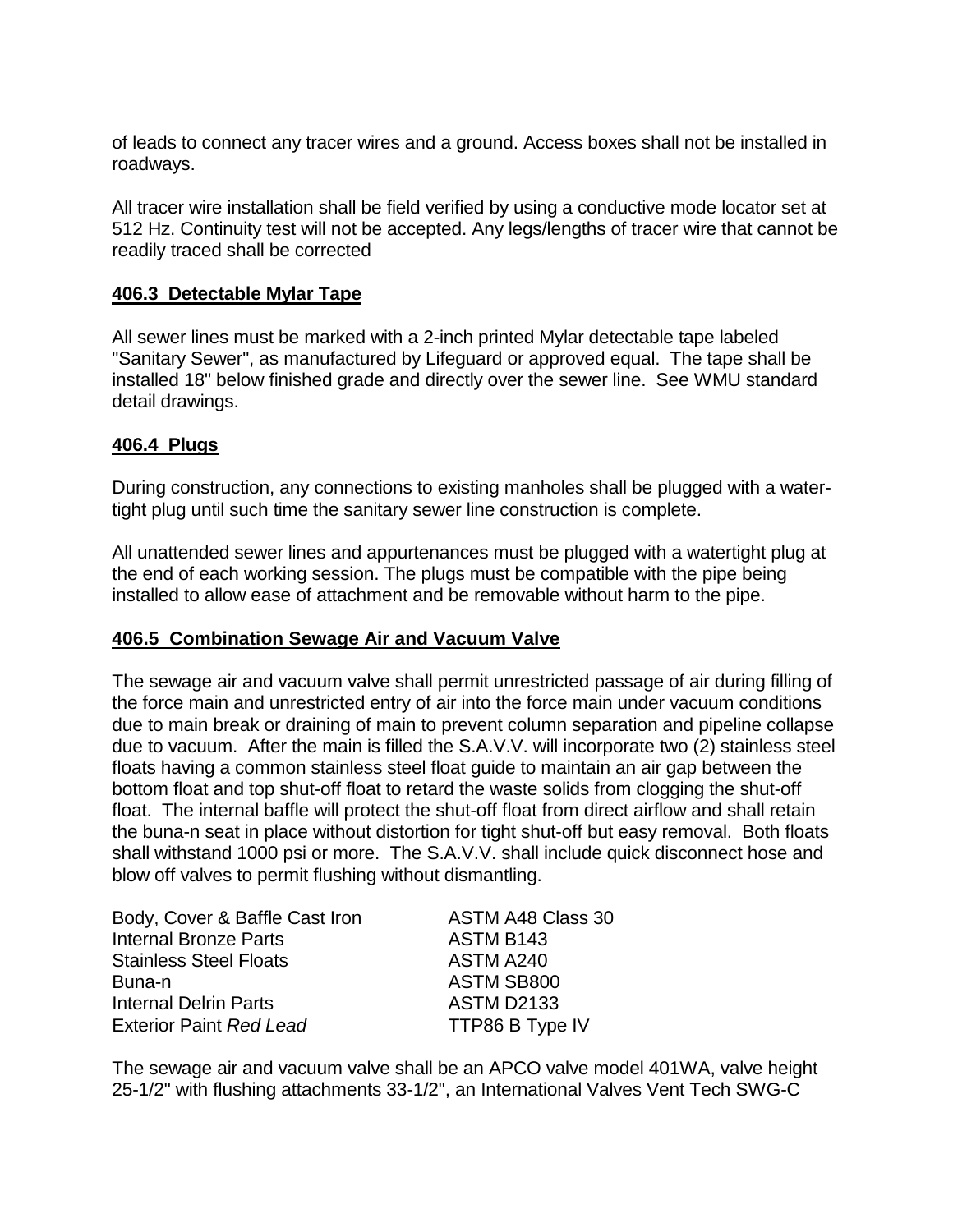of leads to connect any tracer wires and a ground. Access boxes shall not be installed in roadways.

All tracer wire installation shall be field verified by using a conductive mode locator set at 512 Hz. Continuity test will not be accepted. Any legs/lengths of tracer wire that cannot be readily traced shall be corrected

### 406.3 Detectable Mylar Tape

All sewer lines must be marked with a 2-inch printed Mylar detectable tape labeled "Sanitary Sewer", as manufactured by Lifeguard or approved equal. The tape shall be installed 18" below finished grade and directly over the sewer line. See WMU standard detail drawings.

### 406.4 Plugs

During construction, any connections to existing manholes shall be plugged with a water-tight plug until such time the sanitary sewer line construction is complete.

All unattended sewer lines and appurtenances must be plugged with a watertight plug at the end of each working session. The plugs must be compatible with the pipe being installed to allow ease of attachment and be removable without harm to the pipe.

### 406.5 Combination Sewage Air and Vacuum Valve

The sewage air and vacuum valve shall permit unrestricted passage of air during filling of the force main and unrestricted entry of air into the force main under vacuum conditions due to main break or draining of main to prevent column separation and pipeline collapse due to vacuum. After the main is filled the S.A.V.V. will incorporate two (2) stainless steel floats having a common stainless steel float guide to maintain an air gap between the bottom float and top shut-off float to retard the waste solids from clogging the shut-off float. The internal baffle will protect the shut-off float from direct airflow and shall retain the buna-n seat in place without distortion for tight shut-off but easy removal. Both floats shall withstand 1000 psi or more. The S.A.V.V. shall include quick disconnect hose and blow off valves to permit flushing without dismantling.

| | |
|---|---|
| Body, Cover & Baffle Cast Iron | ASTM A48 Class 30 |
| Internal Bronze Parts | ASTM B143 |
| Stainless Steel Floats | ASTM A240 |
| Buna-n | ASTM SB800 |
| Internal Delrin Parts | ASTM D2133 |
| Exterior Paint *Red Lead* | TTP86 B Type IV |

The sewage air and vacuum valve shall be an APCO valve model 401WA, valve height 25-1/2" with flushing attachments 33-1/2", an International Valves Vent Tech SWG-C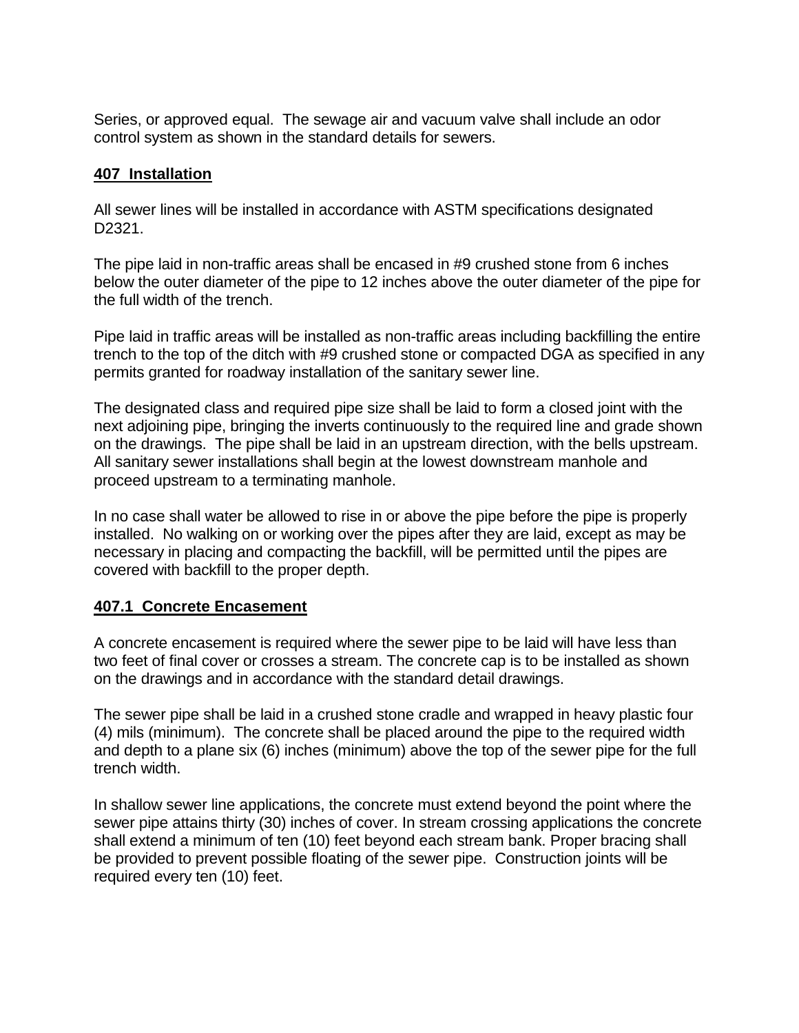Series, or approved equal. The sewage air and vacuum valve shall include an odor control system as shown in the standard details for sewers.

## 407 Installation

All sewer lines will be installed in accordance with ASTM specifications designated D2321.

The pipe laid in non-traffic areas shall be encased in #9 crushed stone from 6 inches below the outer diameter of the pipe to 12 inches above the outer diameter of the pipe for the full width of the trench.

Pipe laid in traffic areas will be installed as non-traffic areas including backfilling the entire trench to the top of the ditch with #9 crushed stone or compacted DGA as specified in any permits granted for roadway installation of the sanitary sewer line.

The designated class and required pipe size shall be laid to form a closed joint with the next adjoining pipe, bringing the inverts continuously to the required line and grade shown on the drawings. The pipe shall be laid in an upstream direction, with the bells upstream. All sanitary sewer installations shall begin at the lowest downstream manhole and proceed upstream to a terminating manhole.

In no case shall water be allowed to rise in or above the pipe before the pipe is properly installed. No walking on or working over the pipes after they are laid, except as may be necessary in placing and compacting the backfill, will be permitted until the pipes are covered with backfill to the proper depth.

### 407.1 Concrete Encasement

A concrete encasement is required where the sewer pipe to be laid will have less than two feet of final cover or crosses a stream. The concrete cap is to be installed as shown on the drawings and in accordance with the standard detail drawings.

The sewer pipe shall be laid in a crushed stone cradle and wrapped in heavy plastic four (4) mils (minimum). The concrete shall be placed around the pipe to the required width and depth to a plane six (6) inches (minimum) above the top of the sewer pipe for the full trench width.

In shallow sewer line applications, the concrete must extend beyond the point where the sewer pipe attains thirty (30) inches of cover. In stream crossing applications the concrete shall extend a minimum of ten (10) feet beyond each stream bank. Proper bracing shall be provided to prevent possible floating of the sewer pipe. Construction joints will be required every ten (10) feet.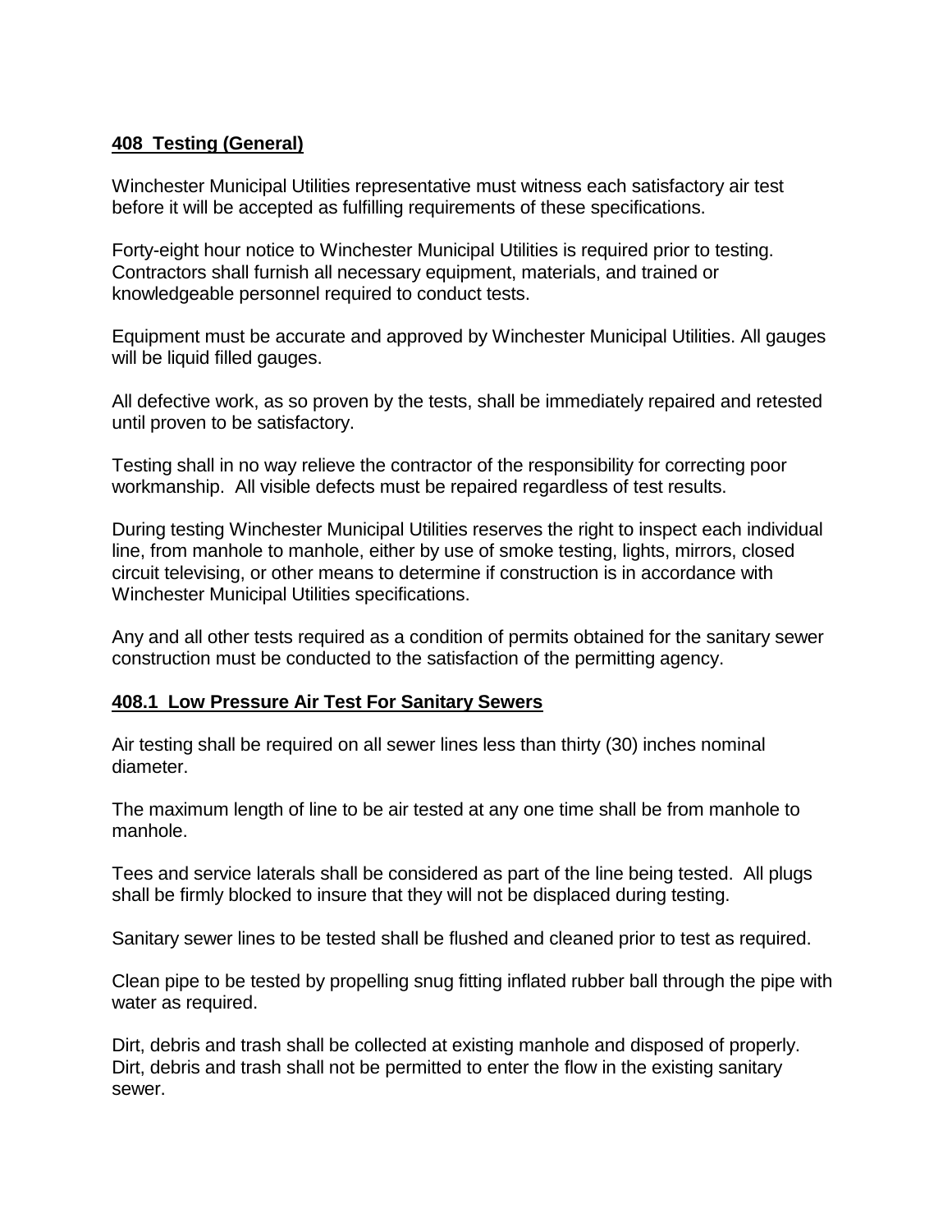## 408 Testing (General)

Winchester Municipal Utilities representative must witness each satisfactory air test before it will be accepted as fulfilling requirements of these specifications.

Forty-eight hour notice to Winchester Municipal Utilities is required prior to testing. Contractors shall furnish all necessary equipment, materials, and trained or knowledgeable personnel required to conduct tests.

Equipment must be accurate and approved by Winchester Municipal Utilities. All gauges will be liquid filled gauges.

All defective work, as so proven by the tests, shall be immediately repaired and retested until proven to be satisfactory.

Testing shall in no way relieve the contractor of the responsibility for correcting poor workmanship. All visible defects must be repaired regardless of test results.

During testing Winchester Municipal Utilities reserves the right to inspect each individual line, from manhole to manhole, either by use of smoke testing, lights, mirrors, closed circuit televising, or other means to determine if construction is in accordance with Winchester Municipal Utilities specifications.

Any and all other tests required as a condition of permits obtained for the sanitary sewer construction must be conducted to the satisfaction of the permitting agency.

## 408.1 Low Pressure Air Test For Sanitary Sewers

Air testing shall be required on all sewer lines less than thirty (30) inches nominal diameter.

The maximum length of line to be air tested at any one time shall be from manhole to manhole.

Tees and service laterals shall be considered as part of the line being tested. All plugs shall be firmly blocked to insure that they will not be displaced during testing.

Sanitary sewer lines to be tested shall be flushed and cleaned prior to test as required.

Clean pipe to be tested by propelling snug fitting inflated rubber ball through the pipe with water as required.

Dirt, debris and trash shall be collected at existing manhole and disposed of properly. Dirt, debris and trash shall not be permitted to enter the flow in the existing sanitary sewer.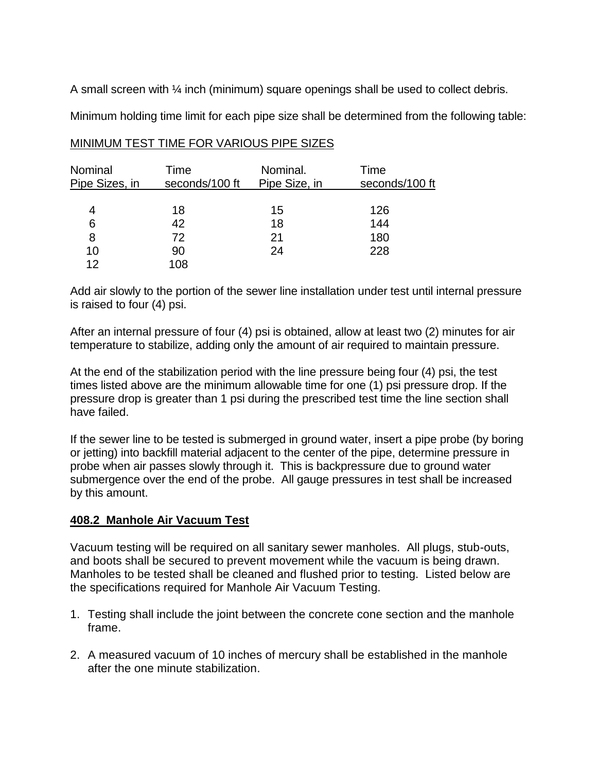A small screen with ¼ inch (minimum) square openings shall be used to collect debris.

Minimum holding time limit for each pipe size shall be determined from the following table:

MINIMUM TEST TIME FOR VARIOUS PIPE SIZES

| Nominal Pipe Sizes, in | Time seconds/100 ft | Nominal. Pipe Size, in | Time seconds/100 ft |
|---|---|---|---|
| 4 | 18 | 15 | 126 |
| 6 | 42 | 18 | 144 |
| 8 | 72 | 21 | 180 |
| 10 | 90 | 24 | 228 |
| 12 | 108 | | |

Add air slowly to the portion of the sewer line installation under test until internal pressure is raised to four (4) psi.

After an internal pressure of four (4) psi is obtained, allow at least two (2) minutes for air temperature to stabilize, adding only the amount of air required to maintain pressure.

At the end of the stabilization period with the line pressure being four (4) psi, the test times listed above are the minimum allowable time for one (1) psi pressure drop. If the pressure drop is greater than 1 psi during the prescribed test time the line section shall have failed.

If the sewer line to be tested is submerged in ground water, insert a pipe probe (by boring or jetting) into backfill material adjacent to the center of the pipe, determine pressure in probe when air passes slowly through it. This is backpressure due to ground water submergence over the end of the probe. All gauge pressures in test shall be increased by this amount.

## 408.2 Manhole Air Vacuum Test

Vacuum testing will be required on all sanitary sewer manholes. All plugs, stub-outs, and boots shall be secured to prevent movement while the vacuum is being drawn. Manholes to be tested shall be cleaned and flushed prior to testing. Listed below are the specifications required for Manhole Air Vacuum Testing.

1. Testing shall include the joint between the concrete cone section and the manhole frame.

2. A measured vacuum of 10 inches of mercury shall be established in the manhole after the one minute stabilization.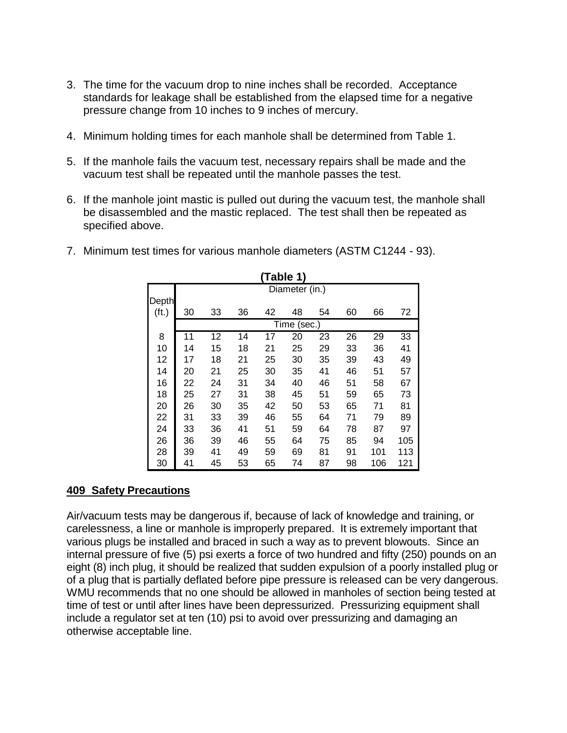3. The time for the vacuum drop to nine inches shall be recorded. Acceptance standards for leakage shall be established from the elapsed time for a negative pressure change from 10 inches to 9 inches of mercury.

4. Minimum holding times for each manhole shall be determined from Table 1.

5. If the manhole fails the vacuum test, necessary repairs shall be made and the vacuum test shall be repeated until the manhole passes the test.

6. If the manhole joint mastic is pulled out during the vacuum test, the manhole shall be disassembled and the mastic replaced. The test shall then be repeated as specified above.

7. Minimum test times for various manhole diameters (ASTM C1244 - 93).

**(Table 1)**

| Depth (ft.) | Diameter (in.) 30 | 33 | 36 | 42 | 48 | 54 | 60 | 66 | 72 |
|---|---|---|---|---|---|---|---|---|---|
| | Time (sec.) | | | | | | | | |
| 8 | 11 | 12 | 14 | 17 | 20 | 23 | 26 | 29 | 33 |
| 10 | 14 | 15 | 18 | 21 | 25 | 29 | 33 | 36 | 41 |
| 12 | 17 | 18 | 21 | 25 | 30 | 35 | 39 | 43 | 49 |
| 14 | 20 | 21 | 25 | 30 | 35 | 41 | 46 | 51 | 57 |
| 16 | 22 | 24 | 31 | 34 | 40 | 46 | 51 | 58 | 67 |
| 18 | 25 | 27 | 31 | 38 | 45 | 51 | 59 | 65 | 73 |
| 20 | 26 | 30 | 35 | 42 | 50 | 53 | 65 | 71 | 81 |
| 22 | 31 | 33 | 39 | 46 | 55 | 64 | 71 | 79 | 89 |
| 24 | 33 | 36 | 41 | 51 | 59 | 64 | 78 | 87 | 97 |
| 26 | 36 | 39 | 46 | 55 | 64 | 75 | 85 | 94 | 105 |
| 28 | 39 | 41 | 49 | 59 | 69 | 81 | 91 | 101 | 113 |
| 30 | 41 | 45 | 53 | 65 | 74 | 87 | 98 | 106 | 121 |

## 409 Safety Precautions

Air/vacuum tests may be dangerous if, because of lack of knowledge and training, or carelessness, a line or manhole is improperly prepared. It is extremely important that various plugs be installed and braced in such a way as to prevent blowouts. Since an internal pressure of five (5) psi exerts a force of two hundred and fifty (250) pounds on an eight (8) inch plug, it should be realized that sudden expulsion of a poorly installed plug or of a plug that is partially deflated before pipe pressure is released can be very dangerous. WMU recommends that no one should be allowed in manholes of section being tested at time of test or until after lines have been depressurized. Pressurizing equipment shall include a regulator set at ten (10) psi to avoid over pressurizing and damaging an otherwise acceptable line.